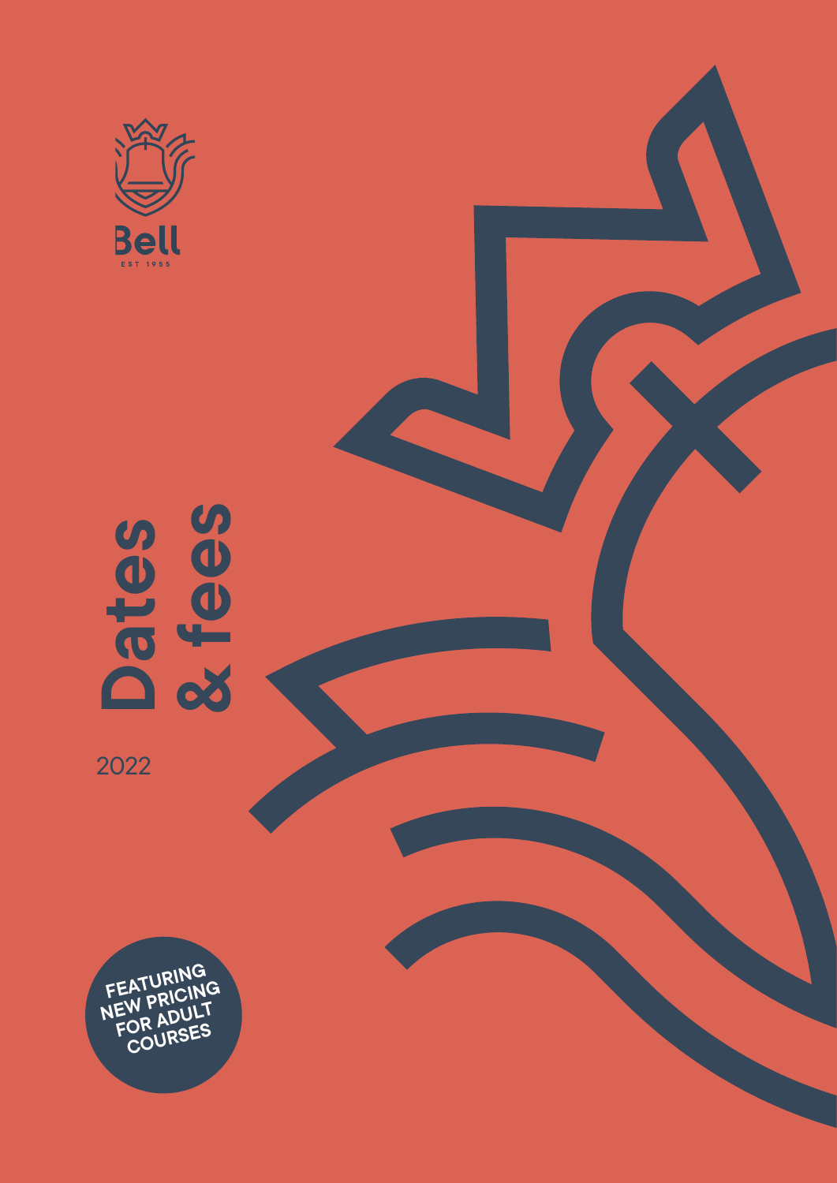Bell

EST 1955

# Dates & fees

2022

**FEATURING NEW PRICING FOR ADULT COURSES**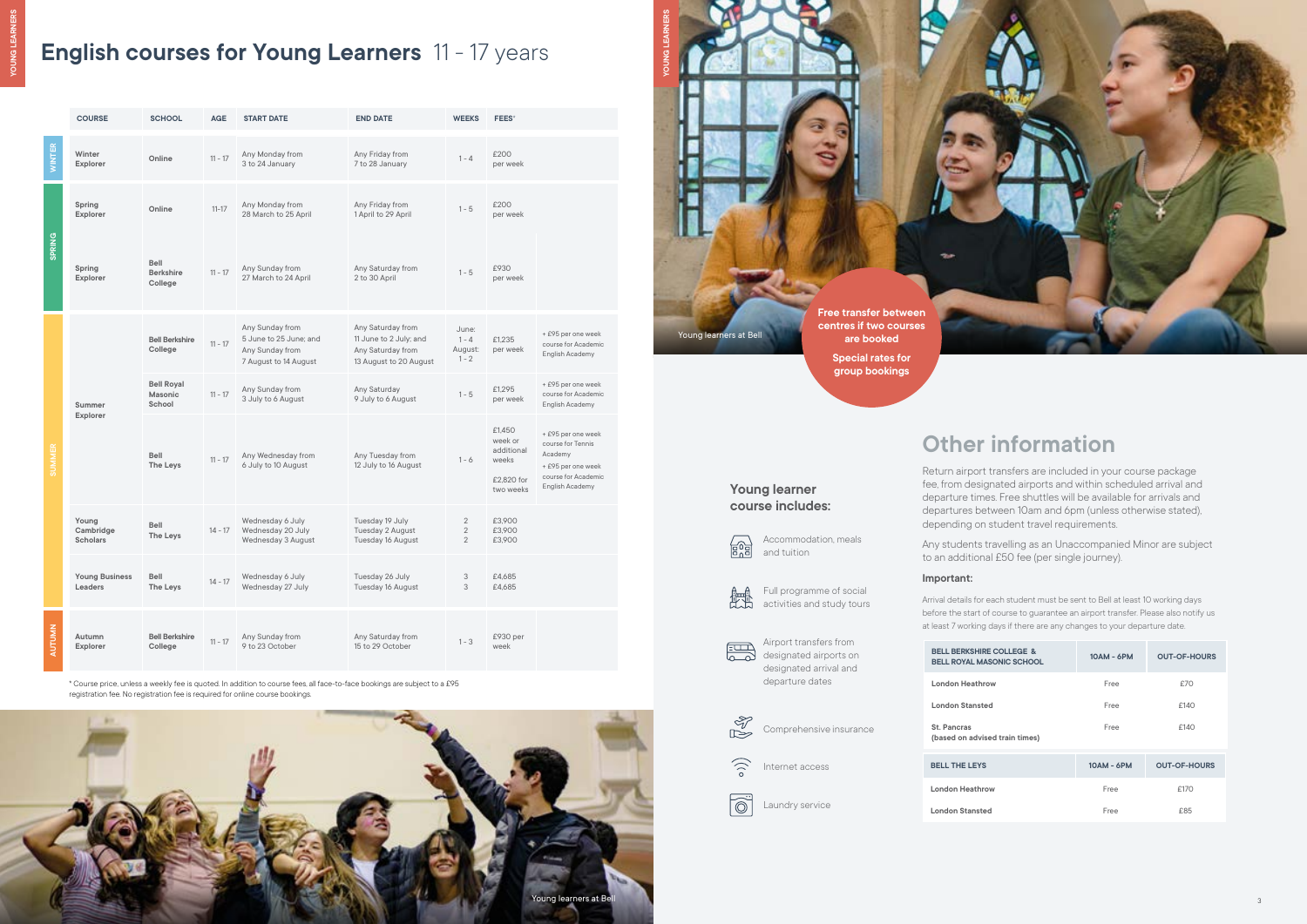# English courses for Young Learners 11 - 17 years

| | COURSE | SCHOOL | AGE | START DATE | END DATE | WEEKS | FEES* | |
|---|---|---|---|---|---|---|---|---|
| WINTER | Winter Explorer | Online | 11 - 17 | Any Monday from 3 to 24 January | Any Friday from 7 to 28 January | 1 - 4 | £200 per week | |
| SPRING | Spring Explorer | Online | 11-17 | Any Monday from 28 March to 25 April | Any Friday from 1 April to 29 April | 1 - 5 | £200 per week | |
| SPRING | Spring Explorer | Bell Berkshire College | 11 - 17 | Any Sunday from 27 March to 24 April | Any Saturday from 2 to 30 April | 1 - 5 | £930 per week | |
| SUMMER | Summer Explorer | Bell Berkshire College | 11 - 17 | Any Sunday from 5 June to 25 June; and Any Sunday from 7 August to 14 August | Any Saturday from 11 June to 2 July; and Any Saturday from 13 August to 20 August | June: 1 - 4 August: 1 - 2 | £1,235 per week | + £95 per one week course for Academic English Academy |
| SUMMER | Summer Explorer | Bell Royal Masonic School | 11 - 17 | Any Sunday from 3 July to 6 August | Any Saturday 9 July to 6 August | 1 - 5 | £1,295 per week | + £95 per one week course for Academic English Academy |
| SUMMER | Summer Explorer | Bell The Leys | 11 - 17 | Any Wednesday from 6 July to 10 August | Any Tuesday from 12 July to 16 August | 1 - 6 | £1,450 week or additional weeks<br>£2,820 for two weeks | + £95 per one week course for Tennis Academy<br>+ £95 per one week course for Academic English Academy |
| SUMMER | Young Cambridge Scholars | Bell The Leys | 14 - 17 | Wednesday 6 July<br>Wednesday 20 July<br>Wednesday 3 August | Tuesday 19 July<br>Tuesday 2 August<br>Tuesday 16 August | 2<br>2<br>2 | £3,900<br>£3,900<br>£3,900 | |
| SUMMER | Young Business Leaders | Bell The Leys | 14 - 17 | Wednesday 6 July<br>Wednesday 27 July | Tuesday 26 July<br>Tuesday 16 August | 3<br>3 | £4,685<br>£4,685 | |
| AUTUMN | Autumn Explorer | Bell Berkshire College | 11 - 17 | Any Sunday from 9 to 23 October | Any Saturday from 15 to 29 October | 1 - 3 | £930 per week | |

* Course price, unless a weekly fee is quoted. In addition to course fees, all face-to-face bookings are subject to a £95 registration fee. No registration fee is required for online course bookings.

Young learners at Bell

Young learners at Bell

**Free transfer between centres if two courses are booked**

**Special rates for group bookings**

## Young learner course includes:

- Accommodation, meals and tuition
- Full programme of social activities and study tours
- Airport transfers from designated airports on designated arrival and departure dates
- Comprehensive insurance
- Internet access
- Laundry service

# Other information

Return airport transfers are included in your course package fee, from designated airports and within scheduled arrival and departure times. Free shuttles will be available for arrivals and departures between 10am and 6pm (unless otherwise stated), depending on student travel requirements.

Any students travelling as an Unaccompanied Minor are subject to an additional £50 fee (per single journey).

### Important:

Arrival details for each student must be sent to Bell at least 10 working days before the start of course to guarantee an airport transfer. Please also notify us at least 7 working days if there are any changes to your departure date.

| BELL BERKSHIRE COLLEGE & BELL ROYAL MASONIC SCHOOL | 10AM - 6PM | OUT-OF-HOURS |
|---|---|---|
| London Heathrow | Free | £70 |
| London Stansted | Free | £140 |
| St. Pancras (based on advised train times) | Free | £140 |

| BELL THE LEYS | 10AM - 6PM | OUT-OF-HOURS |
|---|---|---|
| London Heathrow | Free | £170 |
| London Stansted | Free | £85 |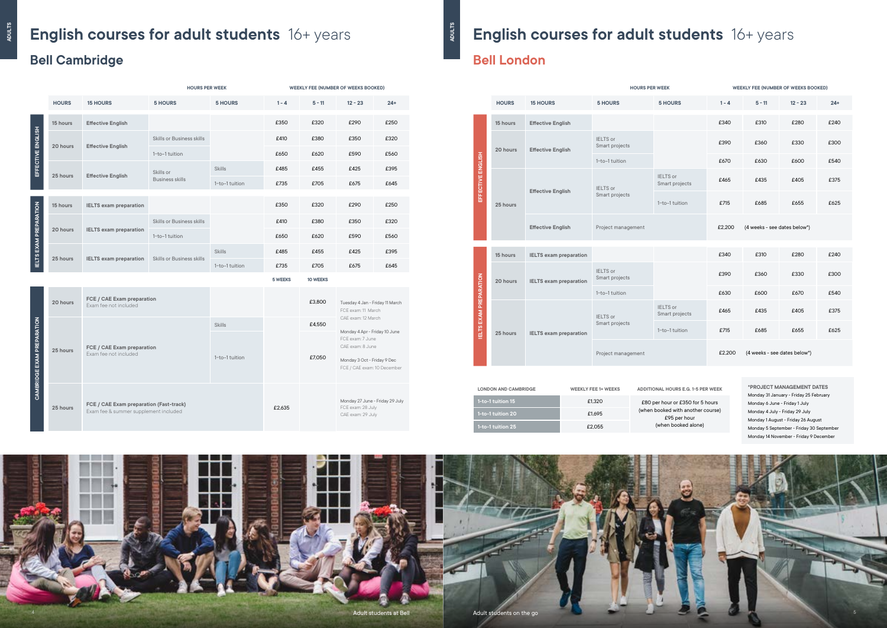# English courses for adult students 16+ years

## Bell Cambridge

| | HOURS | 15 HOURS | 5 HOURS | 5 HOURS | 1 - 4 | 5 - 11 | 12 - 23 | 24+ |
|---|---|---|---|---|---|---|---|---|
| | | HOURS PER WEEK | | | WEEKLY FEE (NUMBER OF WEEKS BOOKED) | | | |
| EFFECTIVE ENGLISH | 15 hours | Effective English | | | £350 | £320 | £290 | £250 |
| | 20 hours | Effective English | Skills or Business skills | | £410 | £380 | £350 | £320 |
| | | | 1-to-1 tuition | | £650 | £620 | £590 | £560 |
| | 25 hours | Effective English | Skills or Business skills | Skills | £485 | £455 | £425 | £395 |
| | | | | 1-to-1 tuition | £735 | £705 | £675 | £645 |
| IELTS EXAM PREPARATION | 15 hours | IELTS exam preparation | | | £350 | £320 | £290 | £250 |
| | 20 hours | IELTS exam preparation | Skills or Business skills | | £410 | £380 | £350 | £320 |
| | | | 1-to-1 tuition | | £650 | £620 | £590 | £560 |
| | 25 hours | IELTS exam preparation | Skills or Business skills | Skills | £485 | £455 | £425 | £395 |
| | | | | 1-to-1 tuition | £735 | £705 | £675 | £645 |

| | HOURS | COURSE | 5 HOURS | 5 WEEKS | 10 WEEKS | DATES |
|---|---|---|---|---|---|---|
| CAMBRIDGE EXAM PREPARATION | 20 hours | FCE / CAE Exam preparation<br>Exam fee not included | | | £3,800 | Tuesday 4 Jan - Friday 11 March<br>FCE exam: 11 March<br>CAE exam: 12 March |
| | 25 hours | FCE / CAE Exam preparation<br>Exam fee not included | Skills | | £4,550 | Monday 4 Apr - Friday 10 June<br>FCE exam: 7 June<br>CAE exam: 8 June |
| | | | 1-to-1 tuition | | £7,050 | Monday 3 Oct - Friday 9 Dec<br>FCE / CAE exam: 10 December |
| | 25 hours | FCE / CAE Exam preparation (Fast-track)<br>Exam fee & summer supplement included | | £2,635 | | Monday 27 June - Friday 29 July<br>FCE exam: 28 July<br>CAE exam: 29 July |

Adult students at Bell

# English courses for adult students 16+ years

## Bell London

| | HOURS | 15 HOURS | 5 HOURS | 5 HOURS | 1 - 4 | 5 - 11 | 12 - 23 | 24+ |
|---|---|---|---|---|---|---|---|---|
| | | HOURS PER WEEK | | | WEEKLY FEE (NUMBER OF WEEKS BOOKED) | | | |
| EFFECTIVE ENGLISH | 15 hours | Effective English | | | £340 | £310 | £280 | £240 |
| | 20 hours | Effective English | IELTS or Smart projects | | £390 | £360 | £330 | £300 |
| | | | 1-to-1 tuition | | £670 | £630 | £600 | £540 |
| | 25 hours | Effective English | IELTS or Smart projects | IELTS or Smart projects | £465 | £435 | £405 | £375 |
| | | | | 1-to-1 tuition | £715 | £685 | £655 | £625 |
| | | Effective English | Project management | | £2,200 | (4 weeks - see dates below*) | | |
| IELTS EXAM PREPARATION | 15 hours | IELTS exam preparation | | | £340 | £310 | £280 | £240 |
| | 20 hours | IELTS exam preparation | IELTS or Smart projects | | £390 | £360 | £330 | £300 |
| | | | 1-to-1 tuition | | £630 | £600 | £670 | £540 |
| | 25 hours | IELTS exam preparation | IELTS or Smart projects | IELTS or Smart projects | £465 | £435 | £405 | £375 |
| | | | | 1-to-1 tuition | £715 | £685 | £655 | £625 |
| | | | Project management | | £2,200 | (4 weeks - see dates below*) | | |

| LONDON AND CAMBRIDGE | WEEKLY FEE 1+ WEEKS | ADDITIONAL HOURS E.G. 1-5 PER WEEK |
|---|---|---|
| 1-to-1 tuition 15 | £1,320 | £80 per hour or £350 for 5 hours (when booked with another course)<br>£95 per hour (when booked alone) |
| 1-to-1 tuition 20 | £1,695 | |
| 1-to-1 tuition 25 | £2,055 | |

**\*PROJECT MANAGEMENT DATES**

- Monday 31 January - Friday 25 February
- Monday 6 June - Friday 1 July
- Monday 4 July - Friday 29 July
- Monday 1 August - Friday 26 August
- Monday 5 September - Friday 30 September
- Monday 14 November - Friday 9 December

Adult students on the go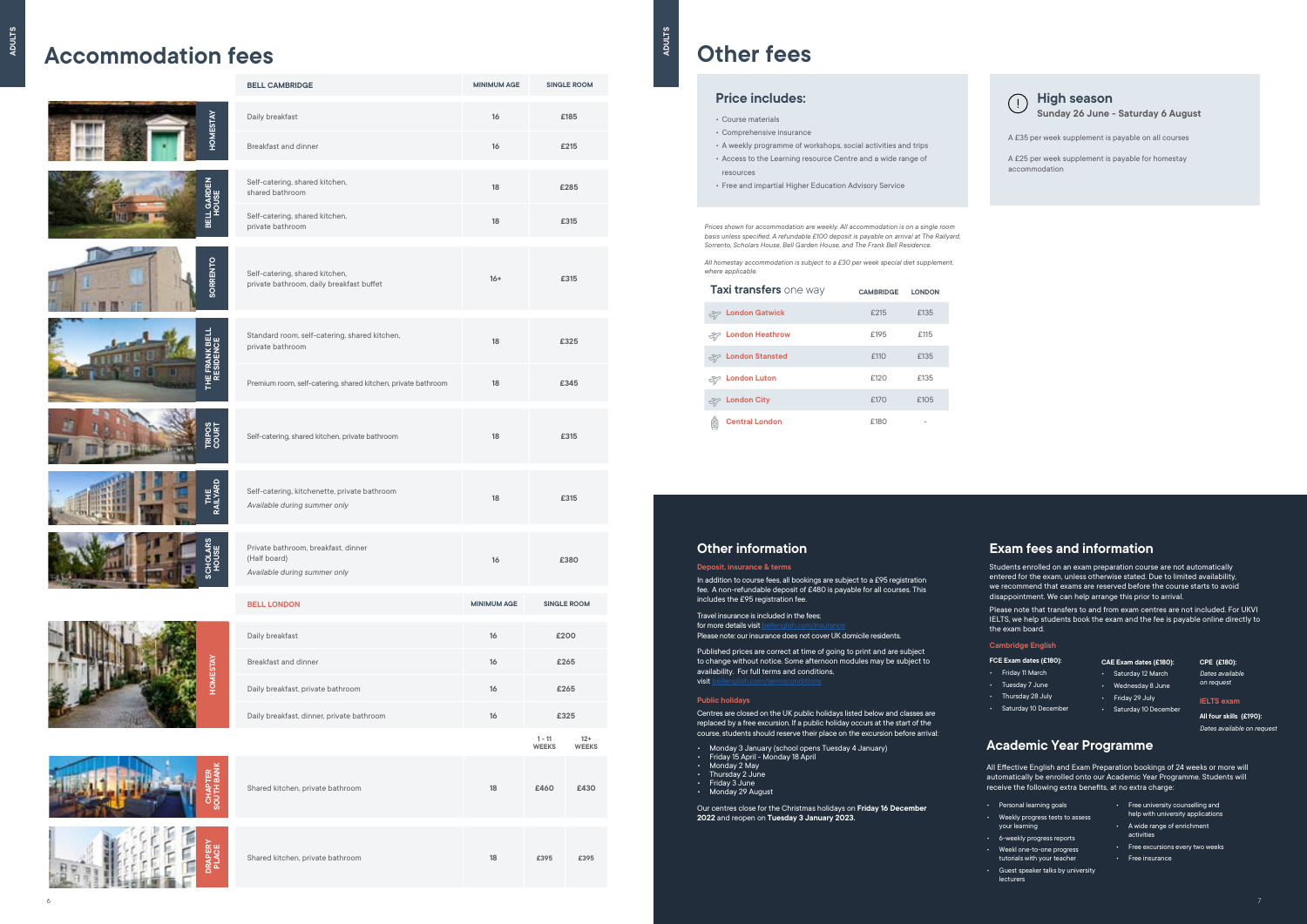# Accommodation fees

| | BELL CAMBRIDGE | MINIMUM AGE | SINGLE ROOM |
|---|---|---|---|
| HOMESTAY | Daily breakfast | 16 | £185 |
| | Breakfast and dinner | 16 | £215 |
| BELL GARDEN HOUSE | Self-catering, shared kitchen, shared bathroom | 18 | £285 |
| | Self-catering, shared kitchen, private bathroom | 18 | £315 |
| SORRENTO | Self-catering, shared kitchen, private bathroom, daily breakfast buffet | 16+ | £315 |
| THE FRANK BELL RESIDENCE | Standard room, self-catering, shared kitchen, private bathroom | 18 | £325 |
| | Premium room, self-catering, shared kitchen, private bathroom | 18 | £345 |
| TRIPOS COURT | Self-catering, shared kitchen, private bathroom | 18 | £315 |
| THE RAILYARD | Self-catering, kitchenette, private bathroom *Available during summer only* | 18 | £315 |
| SCHOLARS HOUSE | Private bathroom, breakfast, dinner (Half board) *Available during summer only* | 16 | £380 |

| | BELL LONDON | MINIMUM AGE | SINGLE ROOM | |
|---|---|---|---|---|
| HOMESTAY | Daily breakfast | 16 | £200 | |
| | Breakfast and dinner | 16 | £265 | |
| | Daily breakfast, private bathroom | 16 | £265 | |
| | Daily breakfast, dinner, private bathroom | 16 | £325 | |
| | | | 1 - 11 WEEKS | 12+ WEEKS |
| CHAPTER SOUTH BANK | Shared kitchen, private bathroom | 18 | £460 | £430 |
| DRAPERY PLACE | Shared kitchen, private bathroom | 18 | £395 | £395 |

# Other fees

## Price includes:

- Course materials
- Comprehensive insurance
- A weekly programme of workshops, social activities and trips
- Access to the Learning resource Centre and a wide range of resources
- Free and impartial Higher Education Advisory Service

## High season

**Sunday 26 June - Saturday 6 August**

A £35 per week supplement is payable on all courses

A £25 per week supplement is payable for homestay accommodation

*Prices shown for accommodation are weekly. All accommodation is on a single room basis unless specified. A refundable £100 deposit is payable on arrival at The Railyard, Sorrento, Scholars House, Bell Garden House, and The Frank Bell Residence.*

*All homestay accommodation is subject to a £30 per week special diet supplement, where applicable.*

| **Taxi transfers** one way | CAMBRIDGE | LONDON |
|---|---|---|
| London Gatwick | £215 | £135 |
| London Heathrow | £195 | £115 |
| London Stansted | £110 | £135 |
| London Luton | £120 | £135 |
| London City | £170 | £105 |
| Central London | £180 | - |

## Other information

### Deposit, insurance & terms

In addition to course fees, all bookings are subject to a £95 registration fee. A non-refundable deposit of £480 is payable for all courses. This includes the £95 registration fee.

Travel insurance is included in the fees; for more details visit bellenglish.com/insurance
Please note: our insurance does not cover UK domicile residents.

Published prices are correct at time of going to print and are subject to change without notice. Some afternoon modules may be subject to availability. For full terms and conditions, visit bellenglish.com/termsconditions

### Public holidays

Centres are closed on the UK public holidays listed below and classes are replaced by a free excursion. If a public holiday occurs at the start of the course, students should reserve their place on the excursion before arrival:

- Monday 3 January (school opens Tuesday 4 January)
- Friday 15 April - Monday 18 April
- Monday 2 May
- Thursday 2 June
- Friday 3 June
- Monday 29 August

Our centres close for the Christmas holidays on **Friday 16 December 2022** and reopen on **Tuesday 3 January 2023.**

## Exam fees and information

Students enrolled on an exam preparation course are not automatically entered for the exam, unless otherwise stated. Due to limited availability, we recommend that exams are reserved before the course starts to avoid disappointment. We can help arrange this prior to arrival.

Please note that transfers to and from exam centres are not included. For UKVI IELTS, we help students book the exam and the fee is payable online directly to the exam board.

### Cambridge English

**FCE Exam dates (£180):**

- Friday 11 March
- Tuesday 7 June
- Thursday 28 July
- Saturday 10 December

**CAE Exam dates (£180):**

- Saturday 12 March
- Wednesday 8 June
- Friday 29 July
- Saturday 10 December

**CPE (£180):**

*Dates available on request*

### IELTS exam

**All four skills (£190):**

*Dates available on request*

## Academic Year Programme

All Effective English and Exam Preparation bookings of 24 weeks or more will automatically be enrolled onto our Academic Year Programme. Students will receive the following extra benefits, at no extra charge:

- Personal learning goals
- Weekly progress tests to assess your learning
- 6-weekly progress reports
- Weekl one-to-one progress tutorials with your teacher
- Guest speaker talks by university lecturers
- Free university counselling and help with university applications
- A wide range of enrichment activities
- Free excursions every two weeks
- Free insurance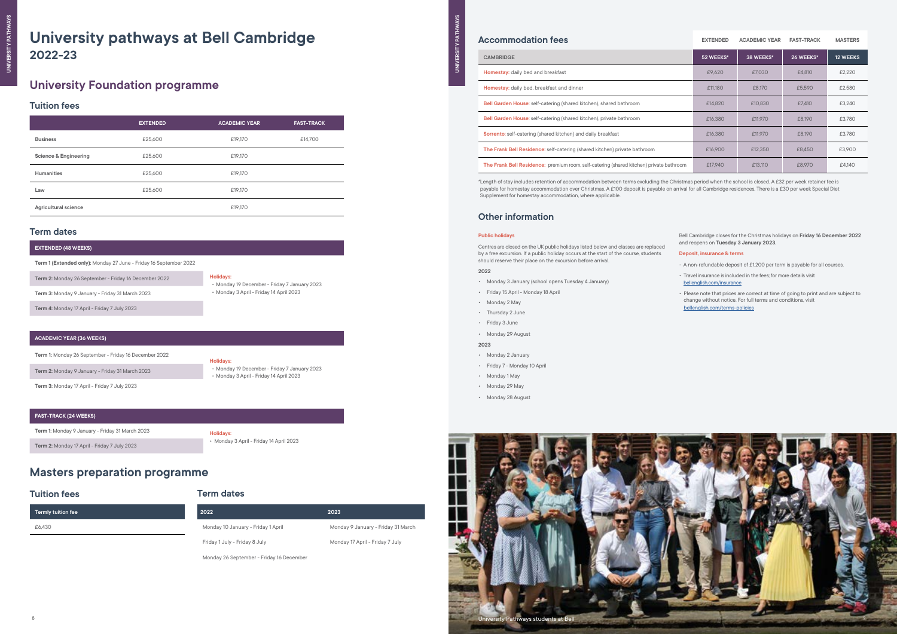# University pathways at Bell Cambridge 2022-23

## University Foundation programme

### Tuition fees

| | EXTENDED | ACADEMIC YEAR | FAST-TRACK |
|---|---|---|---|
| Business | £25,600 | £19,170 | £14,700 |
| Science & Engineering | £25,600 | £19,170 | |
| Humanities | £25,600 | £19,170 | |
| Law | £25,600 | £19,170 | |
| Agricultural science | | £19,170 | |

### Term dates

**EXTENDED (48 WEEKS)**

- **Term 1 (Extended only):** Monday 27 June - Friday 16 September 2022
- **Term 2:** Monday 26 September - Friday 16 December 2022
- **Term 3:** Monday 9 January - Friday 31 March 2023
- **Term 4:** Monday 17 April - Friday 7 July 2023

Holidays:
- Monday 19 December - Friday 7 January 2023
- Monday 3 April - Friday 14 April 2023

**ACADEMIC YEAR (36 WEEKS)**

- **Term 1:** Monday 26 September - Friday 16 December 2022
- **Term 2:** Monday 9 January - Friday 31 March 2023
- **Term 3:** Monday 17 April - Friday 7 July 2023

Holidays:
- Monday 19 December - Friday 7 January 2023
- Monday 3 April - Friday 14 April 2023

**FAST-TRACK (24 WEEKS)**

- **Term 1:** Monday 9 January - Friday 31 March 2023
- **Term 2:** Monday 17 April - Friday 7 July 2023

Holidays:
- Monday 3 April - Friday 14 April 2023

## Masters preparation programme

### Tuition fees

| Termly tuition fee |
|---|
| £6,430 |

### Term dates

| 2022 | 2023 |
|---|---|
| Monday 10 January - Friday 1 April | Monday 9 January - Friday 31 March |
| Friday 1 July - Friday 8 July | Monday 17 April - Friday 7 July |
| Monday 26 September - Friday 16 December | |

## Accommodation fees

| CAMBRIDGE | EXTENDED 52 WEEKS* | ACADEMIC YEAR 38 WEEKS* | FAST-TRACK 26 WEEKS* | MASTERS 12 WEEKS |
|---|---|---|---|---|
| Homestay: daily bed and breakfast | £9,620 | £7,030 | £4,810 | £2,220 |
| Homestay: daily bed, breakfast and dinner | £11,180 | £8,170 | £5,590 | £2,580 |
| Bell Garden House: self-catering (shared kitchen), shared bathroom | £14,820 | £10,830 | £7,410 | £3,240 |
| Bell Garden House: self-catering (shared kitchen), private bathroom | £16,380 | £11,970 | £8,190 | £3,780 |
| Sorrento: self-catering (shared kitchen) and daily breakfast | £16,380 | £11,970 | £8,190 | £3,780 |
| The Frank Bell Residence: self-catering (shared kitchen) private bathroom | £16,900 | £12,350 | £8,450 | £3,900 |
| The Frank Bell Residence: premium room, self-catering (shared kitchen) private bathroom | £17,940 | £13,110 | £8,970 | £4,140 |

*Length of stay includes retention of accommodation between terms excluding the Christmas period when the school is closed. A £32 per week retainer fee is payable for homestay accommodation over Christmas. A £100 deposit is payable on arrival for all Cambridge residences. There is a £30 per week Special Diet Supplement for homestay accommodation, where applicable.

## Other information

### Public holidays

Centres are closed on the UK public holidays listed below and classes are replaced by a free excursion. If a public holiday occurs at the start of the course, students should reserve their place on the excursion before arrival.

**2022**

- Monday 3 January (school opens Tuesday 4 January)
- Friday 15 April - Monday 18 April
- Monday 2 May
- Thursday 2 June
- Friday 3 June
- Monday 29 August

**2023**

- Monday 2 January
- Friday 7 - Monday 10 April
- Monday 1 May
- Monday 29 May
- Monday 28 August

Bell Cambridge closes for the Christmas holidays on **Friday 16 December 2022** and reopens on **Tuesday 3 January 2023.**

### Deposit, insurance & terms

- A non-refundable deposit of £1,200 per term is payable for all courses.
- Travel insurance is included in the fees; for more details visit bellenglish.com/insurance
- Please note that prices are correct at time of going to print and are subject to change without notice. For full terms and conditions, visit bellenglish.com/terms-policies

University Pathways students at Bell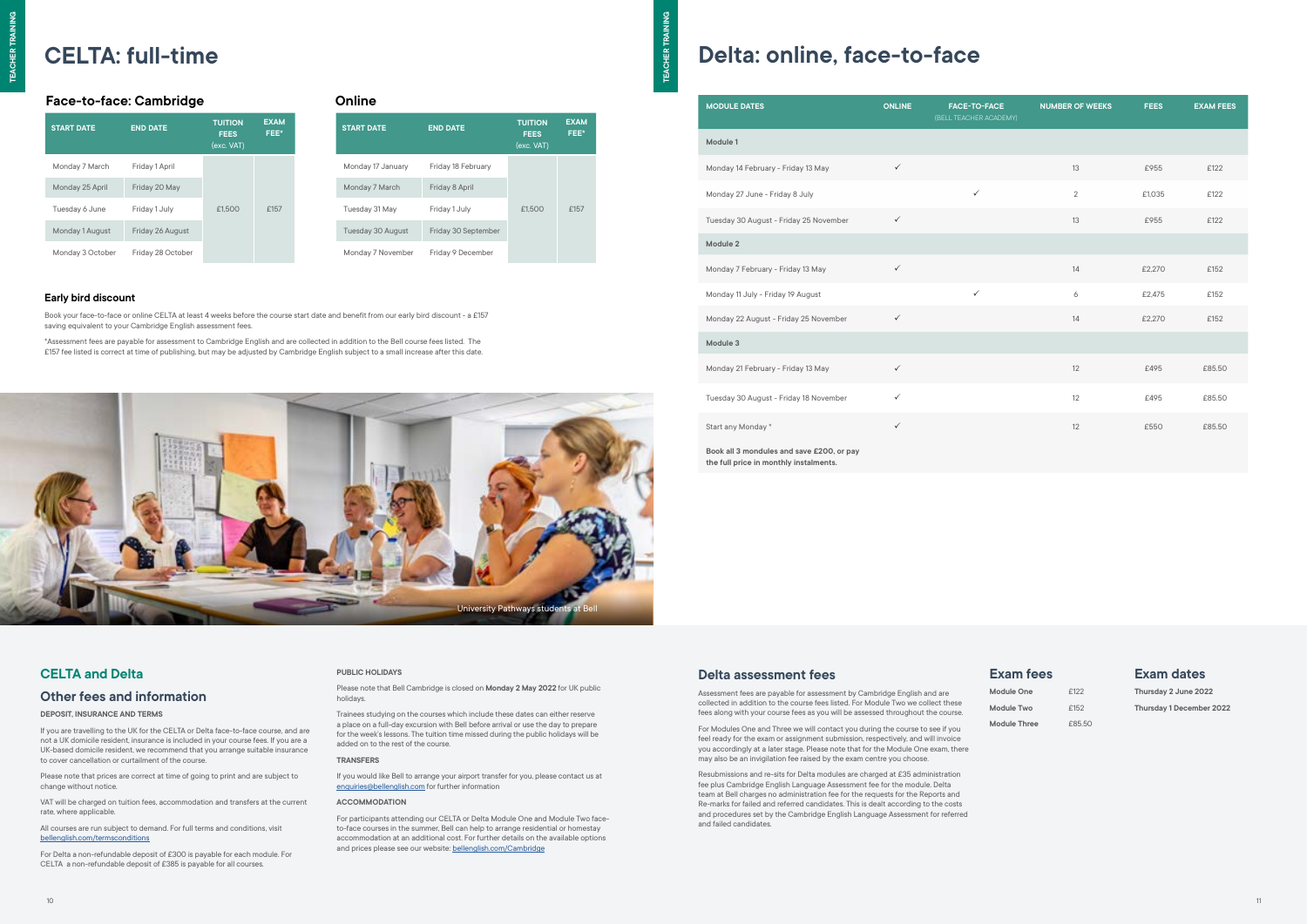# CELTA: full-time

## Face-to-face: Cambridge

| START DATE | END DATE | TUITION FEES (exc. VAT) | EXAM FEE* |
|---|---|---|---|
| Monday 7 March | Friday 1 April | £1,500 | £157 |
| Monday 25 April | Friday 20 May | | |
| Tuesday 6 June | Friday 1 July | | |
| Monday 1 August | Friday 26 August | | |
| Monday 3 October | Friday 28 October | | |

## Online

| START DATE | END DATE | TUITION FEES (exc. VAT) | EXAM FEE* |
|---|---|---|---|
| Monday 17 January | Friday 18 February | £1,500 | £157 |
| Monday 7 March | Friday 8 April | | |
| Tuesday 31 May | Friday 1 July | | |
| Tuesday 30 August | Friday 30 September | | |
| Monday 7 November | Friday 9 December | | |

### Early bird discount

Book your face-to-face or online CELTA at least 4 weeks before the course start date and benefit from our early bird discount - a £157 saving equivalent to your Cambridge English assessment fees.

*Assessment fees are payable for assessment to Cambridge English and are collected in addition to the Bell course fees listed. The £157 fee listed is correct at time of publishing, but may be adjusted by Cambridge English subject to a small increase after this date.

University Pathways students at Bell

# Delta: online, face-to-face

| MODULE DATES | ONLINE | FACE-TO-FACE (BELL TEACHER ACADEMY) | NUMBER OF WEEKS | FEES | EXAM FEES |
|---|---|---|---|---|---|
| **Module 1** | | | | | |
| Monday 14 February - Friday 13 May | ✓ | | 13 | £955 | £122 |
| Monday 27 June - Friday 8 July | | ✓ | 2 | £1,035 | £122 |
| Tuesday 30 August - Friday 25 November | ✓ | | 13 | £955 | £122 |
| **Module 2** | | | | | |
| Monday 7 February - Friday 13 May | ✓ | | 14 | £2,270 | £152 |
| Monday 11 July - Friday 19 August | | ✓ | 6 | £2,475 | £152 |
| Monday 22 August - Friday 25 November | ✓ | | 14 | £2,270 | £152 |
| **Module 3** | | | | | |
| Monday 21 February - Friday 13 May | ✓ | | 12 | £495 | £85.50 |
| Tuesday 30 August - Friday 18 November | ✓ | | 12 | £495 | £85.50 |
| Start any Monday * | ✓ | | 12 | £550 | £85.50 |

**Book all 3 mondules and save £200, or pay the full price in monthly instalments.**

## CELTA and Delta

## Other fees and information

#### DEPOSIT, INSURANCE AND TERMS

If you are travelling to the UK for the CELTA or Delta face-to-face course, and are not a UK domicile resident, insurance is included in your course fees. If you are a UK-based domicile resident, we recommend that you arrange suitable insurance to cover cancellation or curtailment of the course.

Please note that prices are correct at time of going to print and are subject to change without notice.

VAT will be charged on tuition fees, accommodation and transfers at the current rate, where applicable.

All courses are run subject to demand. For full terms and conditions, visit bellenglish.com/termsconditions

For Delta a non-refundable deposit of £300 is payable for each module. For CELTA a non-refundable deposit of £385 is payable for all courses.

#### PUBLIC HOLIDAYS

Please note that Bell Cambridge is closed on **Monday 2 May 2022** for UK public holidays.

Trainees studying on the courses which include these dates can either reserve a place on a full-day excursion with Bell before arrival or use the day to prepare for the week's lessons. The tuition time missed during the public holidays will be added on to the rest of the course.

#### TRANSFERS

If you would like Bell to arrange your airport transfer for you, please contact us at enquiries@bellenglish.com for further information

#### ACCOMMODATION

For participants attending our CELTA or Delta Module One and Module Two face-to-face courses in the summer, Bell can help to arrange residential or homestay accommodation at an additional cost. For further details on the available options and prices please see our website: bellenglish.com/Cambridge

## Delta assessment fees

Assessment fees are payable for assessment by Cambridge English and are collected in addition to the course fees listed. For Module Two we collect these fees along with your course fees as you will be assessed throughout the course.

For Modules One and Three we will contact you during the course to see if you feel ready for the exam or assignment submission, respectively, and will invoice you accordingly at a later stage. Please note that for the Module One exam, there may also be an invigilation fee raised by the exam centre you choose.

Resubmissions and re-sits for Delta modules are charged at £35 administration fee plus Cambridge English Language Assessment fee for the module. Delta team at Bell charges no administration fee for the requests for the Reports and Re-marks for failed and referred candidates. This is dealt according to the costs and procedures set by the Cambridge English Language Assessment for referred and failed candidates.

## Exam fees

| | |
|---|---|
| **Module One** | £122 |
| **Module Two** | £152 |
| **Module Three** | £85.50 |

## Exam dates

**Thursday 2 June 2022**

**Thursday 1 December 2022**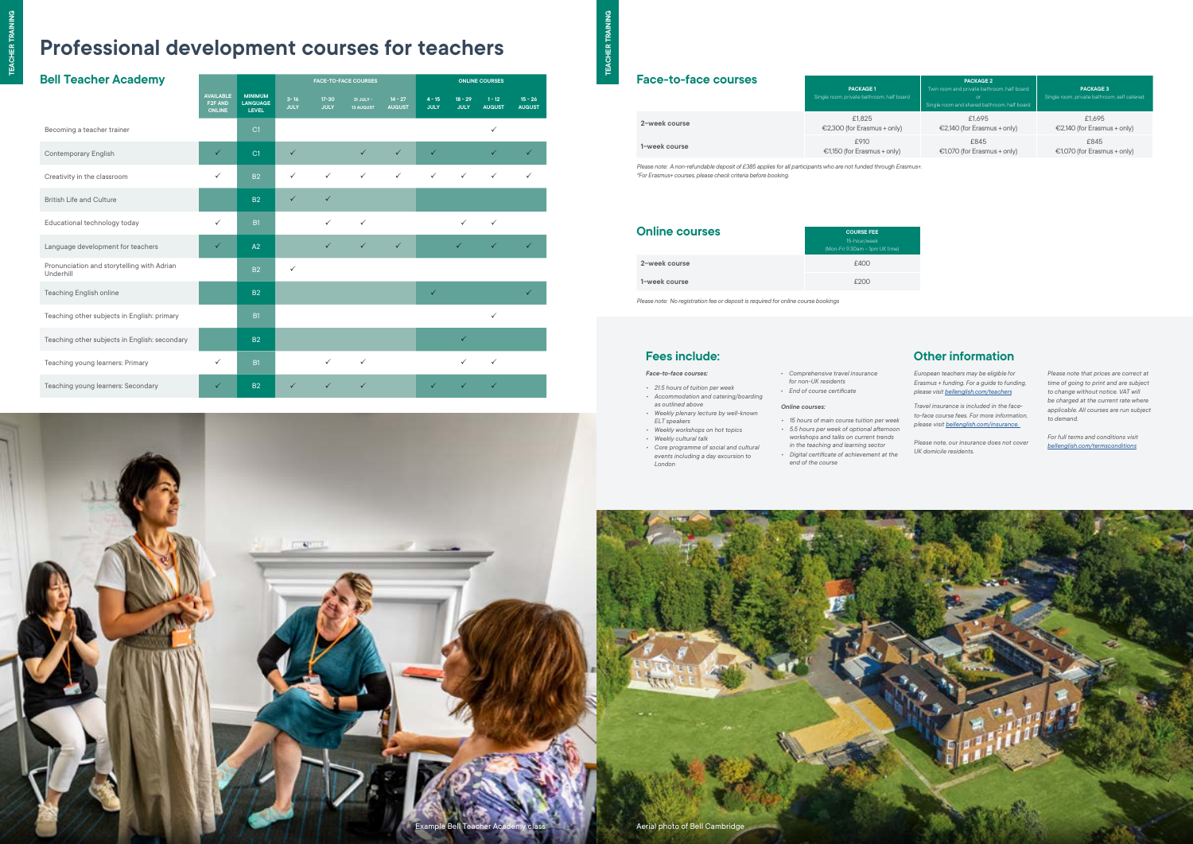# Professional development courses for teachers

## Bell Teacher Academy

| | AVAILABLE F2F AND ONLINE | MINIMUM LANGUAGE LEVEL | FACE-TO-FACE COURSES | | | | ONLINE COURSES | | | |
|---|---|---|---|---|---|---|---|---|---|---|
| | | | 3 - 16 JULY | 17-30 JULY | 31 JULY - 13 AUGUST | 14 - 27 AUGUST | 4 - 15 JULY | 18 - 29 JULY | 1 - 12 AUGUST | 15 - 26 AUGUST |
| Becoming a teacher trainer | | C1 | | | | | | | ✓ | |
| Contemporary English | ✓ | C1 | ✓ | | ✓ | ✓ | ✓ | | ✓ | ✓ |
| Creativity in the classroom | ✓ | B2 | ✓ | ✓ | ✓ | ✓ | ✓ | ✓ | ✓ | ✓ |
| British Life and Culture | | B2 | ✓ | ✓ | | | | | | |
| Educational technology today | ✓ | B1 | | ✓ | ✓ | | | ✓ | ✓ | |
| Language development for teachers | ✓ | A2 | | ✓ | ✓ | ✓ | | ✓ | ✓ | ✓ |
| Pronunciation and storytelling with Adrian Underhill | | B2 | ✓ | | | | | | | |
| Teaching English online | | B2 | | | | | ✓ | | | ✓ |
| Teaching other subjects in English: primary | | B1 | | | | | | | ✓ | |
| Teaching other subjects in English: secondary | | B2 | | | | | | ✓ | | |
| Teaching young learners: Primary | ✓ | B1 | | ✓ | ✓ | | | ✓ | ✓ | |
| Teaching young learners: Secondary | ✓ | B2 | ✓ | ✓ | ✓ | | ✓ | ✓ | ✓ | |

Example Bell Teacher Academy class

## Face-to-face courses

| | PACKAGE 1 Single room, private bathroom, half board | PACKAGE 2 Twin room and private bathroom, half board or Single room and shared bathroom, half board | PACKAGE 3 Single room, private bathroom, self catered |
|---|---|---|---|
| 2-week course | £1,825 €2,300 (for Erasmus + only) | £1,695 €2,140 (for Erasmus + only) | £1,695 €2,140 (for Erasmus + only) |
| 1-week course | £910 €1,150 (for Erasmus + only) | £845 €1,070 (for Erasmus + only) | £845 €1,070 (for Erasmus + only) |

*Please note: A non-refundable deposit of £385 applies for all participants who are not funded through Erasmus+.*
*\*For Erasmus+ courses, please check criteria before booking.*

## Online courses

| | COURSE FEE 15-hour/week (Mon-Fri 9:30am - 1pm UK time) |
|---|---|
| 2-week course | £400 |
| 1-week course | £200 |

*Please note: No registration fee or deposit is required for online course bookings*

## Fees include:

*Face-to-face courses:*

- 21.5 hours of tuition per week
- Accommodation and catering/boarding as outlined above
- Weekly plenary lecture by well-known ELT speakers
- Weekly workshops on hot topics
- Weekly cultural talk
- Core programme of social and cultural events including a day excursion to London
- Comprehensive travel insurance for non-UK residents
- End of course certificate

*Online courses:*

- 15 hours of main course tuition per week
- 5.5 hours per week of optional afternoon workshops and talks on current trends in the teaching and learning sector
- Digital certificate of achievement at the end of the course

## Other information

*European teachers may be eligible for Erasmus + funding. For a guide to funding, please visit bellenglish.com/teachers*

*Travel insurance is included in the face-to-face course fees. For more information, please visit bellenglish.com/insurance.*

*Please note, our insurance does not cover UK domicile residents.*

*Please note that prices are correct at time of going to print and are subject to change without notice. VAT will be charged at the current rate where applicable. All courses are run subject to demand.*

*For full terms and conditions visit bellenglish.com/termsconditions*

Aerial photo of Bell Cambridge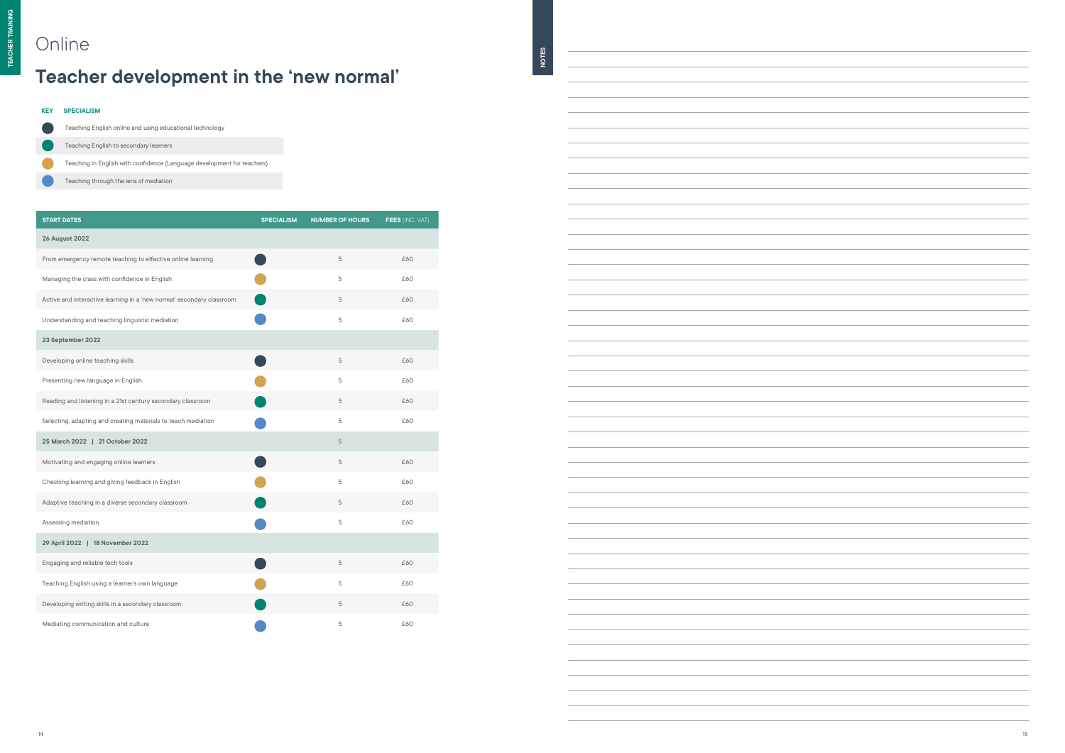# Online

## Teacher development in the 'new normal'

| KEY | SPECIALISM |
|---|---|
| ● (dark navy) | Teaching English online and using educational technology |
| ● (green) | Teaching English to secondary learners |
| ● (gold) | Teaching in English with confidence (Language development for teachers) |
| ● (blue) | Teaching through the lens of mediation |

| START DATES | SPECIALISM | NUMBER OF HOURS | FEES (INC. VAT) |
|---|---|---|---|
| **26 August 2022** | | | |
| From emergency remote teaching to effective online learning | ● (dark navy) | 5 | £60 |
| Managing the class with confidence in English | ● (gold) | 5 | £60 |
| Active and interactive learning in a 'new normal' secondary classroom | ● (green) | 5 | £60 |
| Understanding and teaching linguistic mediation | ● (blue) | 5 | £60 |
| **23 September 2022** | | | |
| Developing online teaching skills | ● (dark navy) | 5 | £60 |
| Presenting new language in English | ● (gold) | 5 | £60 |
| Reading and listening in a 21st century secondary classroom | ● (green) | 5 | £60 |
| Selecting, adapting and creating materials to teach mediation | ● (blue) | 5 | £60 |
| **25 March 2022 \| 21 October 2022** | | 5 | |
| Motivating and engaging online learners | ● (dark navy) | 5 | £60 |
| Checking learning and giving feedback in English | ● (gold) | 5 | £60 |
| Adaptive teaching in a diverse secondary classroom | ● (green) | 5 | £60 |
| Assessing mediation | ● (blue) | 5 | £60 |
| **29 April 2022 \| 18 November 2022** | | | |
| Engaging and reliable tech tools | ● (dark navy) | 5 | £60 |
| Teaching English using a learner's own language | ● (gold) | 5 | £60 |
| Developing writing skills in a secondary classroom | ● (green) | 5 | £60 |
| Mediating communication and culture | ● (blue) | 5 | £60 |

NOTES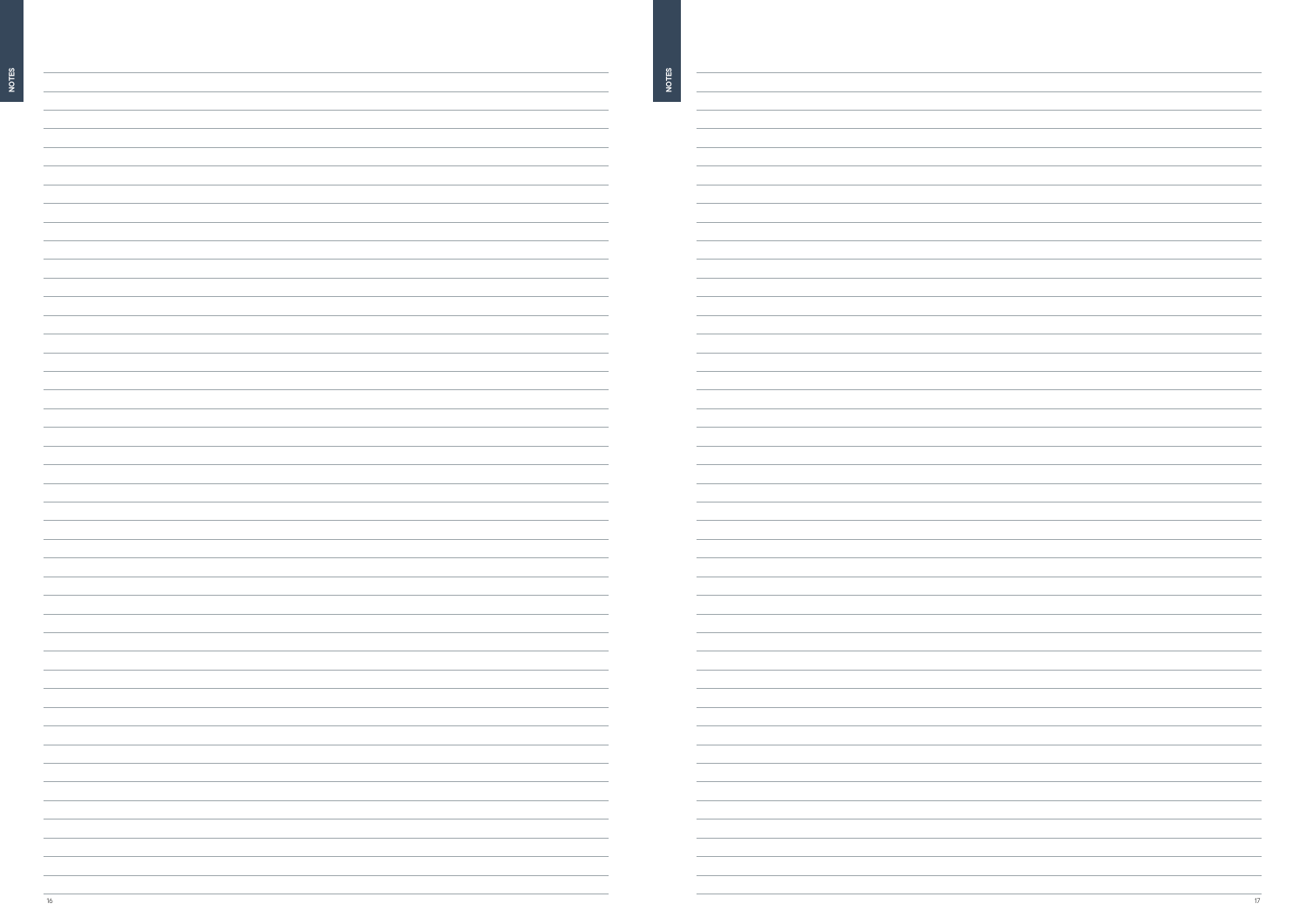NOTES

NOTES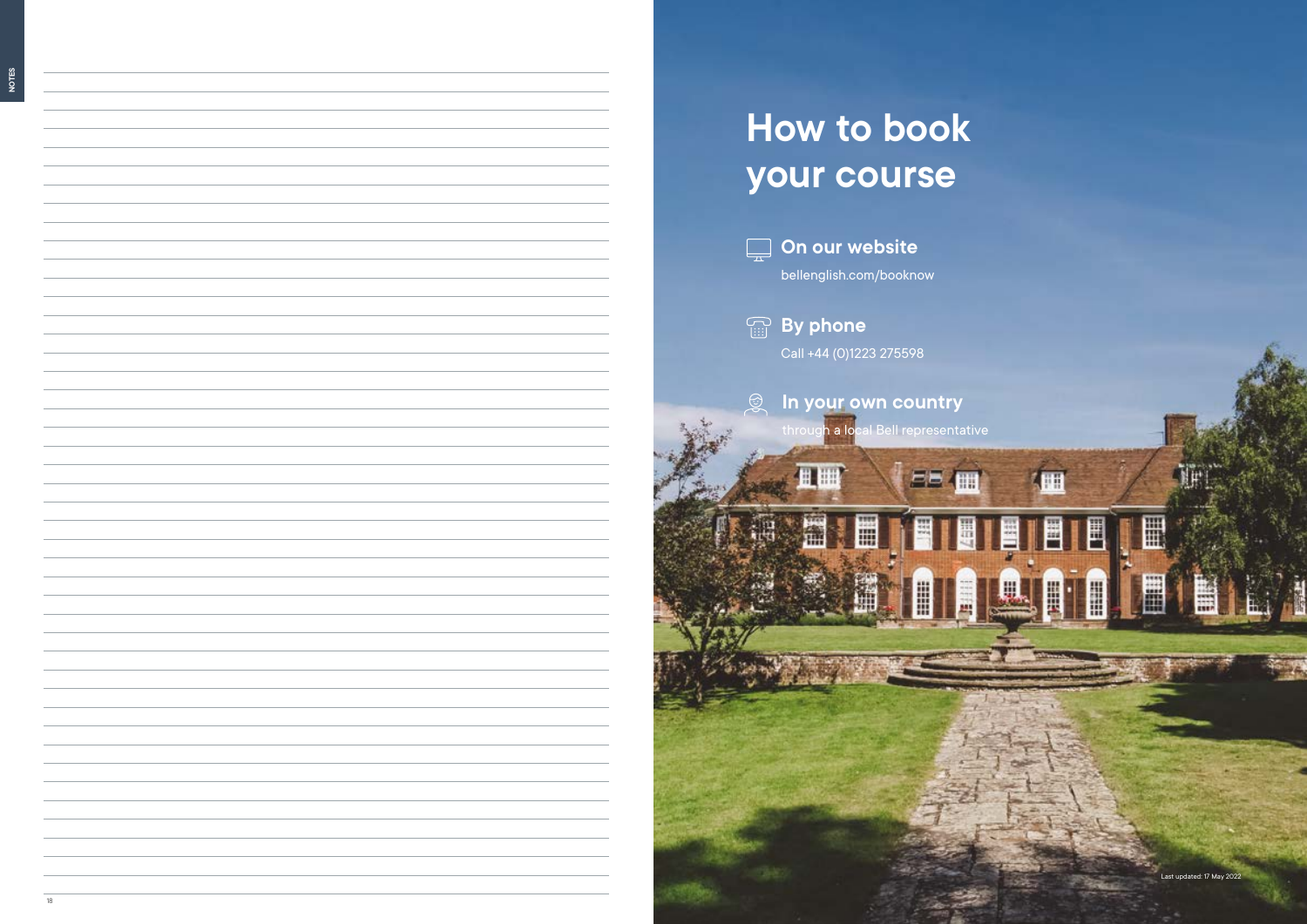# How to book your course

## On our website

bellenglish.com/booknow

## By phone

Call +44 (0)1223 275598

## In your own country

through a local Bell representative

Last updated: 17 May 2022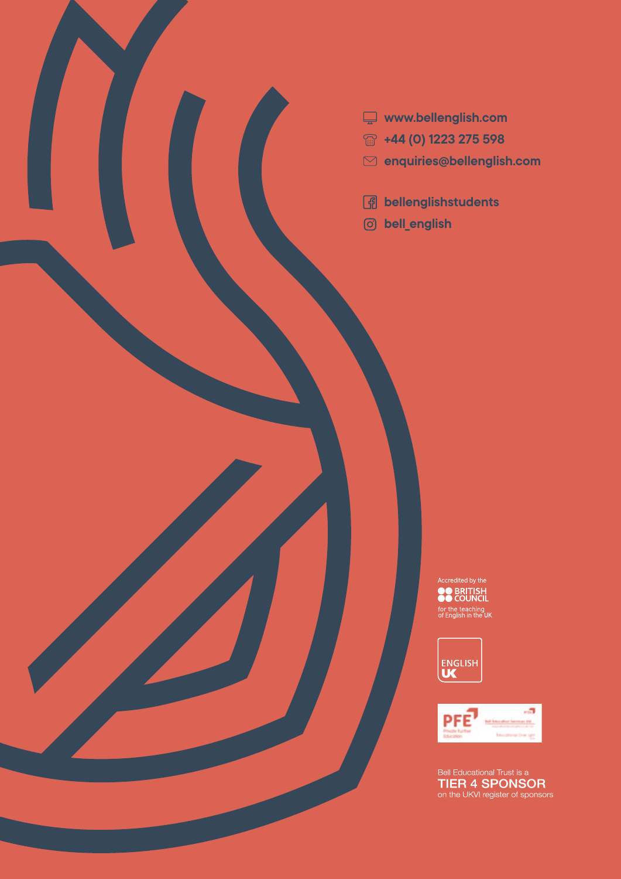www.bellenglish.com

+44 (0) 1223 275 598

enquiries@bellenglish.com

bellenglishstudents

bell_english

Accredited by the BRITISH COUNCIL for the teaching of English in the UK

ENGLISH UK

PFE Private Further Education

Bell Educational Trust is a **TIER 4 SPONSOR** on the UKVI register of sponsors